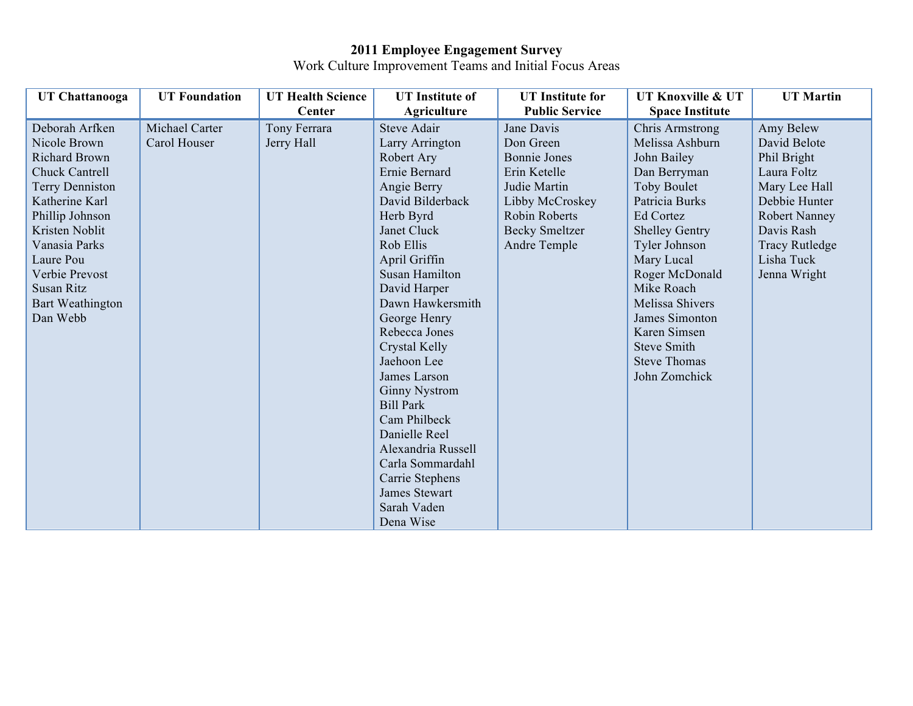# 2011 Employee Engagement Survey

Work Culture Improvement Teams and Initial Focus Areas

| UT Chattanooga | UT Foundation | UT Health Science Center | UT Institute of Agriculture | UT Institute for Public Service | UT Knoxville & UT Space Institute | UT Martin |
|---|---|---|---|---|---|---|
| Deborah Arfken | Michael Carter | Tony Ferrara | Steve Adair | Jane Davis | Chris Armstrong | Amy Belew |
| Nicole Brown | Carol Houser | Jerry Hall | Larry Arrington | Don Green | Melissa Ashburn | David Belote |
| Richard Brown | | | Robert Ary | Bonnie Jones | John Bailey | Phil Bright |
| Chuck Cantrell | | | Ernie Bernard | Erin Ketelle | Dan Berryman | Laura Foltz |
| Terry Denniston | | | Angie Berry | Judie Martin | Toby Boulet | Mary Lee Hall |
| Katherine Karl | | | David Bilderback | Libby McCroskey | Patricia Burks | Debbie Hunter |
| Phillip Johnson | | | Herb Byrd | Robin Roberts | Ed Cortez | Robert Nanney |
| Kristen Noblit | | | Janet Cluck | Becky Smeltzer | Shelley Gentry | Davis Rash |
| Vanasia Parks | | | Rob Ellis | Andre Temple | Tyler Johnson | Tracy Rutledge |
| Laure Pou | | | April Griffin | | Mary Lucal | Lisha Tuck |
| Verbie Prevost | | | Susan Hamilton | | Roger McDonald | Jenna Wright |
| Susan Ritz | | | David Harper | | Mike Roach | |
| Bart Weathington | | | Dawn Hawkersmith | | Melissa Shivers | |
| Dan Webb | | | George Henry | | James Simonton | |
| | | | Rebecca Jones | | Karen Simsen | |
| | | | Crystal Kelly | | Steve Smith | |
| | | | Jaehoon Lee | | Steve Thomas | |
| | | | James Larson | | John Zomchick | |
| | | | Ginny Nystrom | | | |
| | | | Bill Park | | | |
| | | | Cam Philbeck | | | |
| | | | Danielle Reel | | | |
| | | | Alexandria Russell | | | |
| | | | Carla Sommardahl | | | |
| | | | Carrie Stephens | | | |
| | | | James Stewart | | | |
| | | | Sarah Vaden | | | |
| | | | Dena Wise | | | |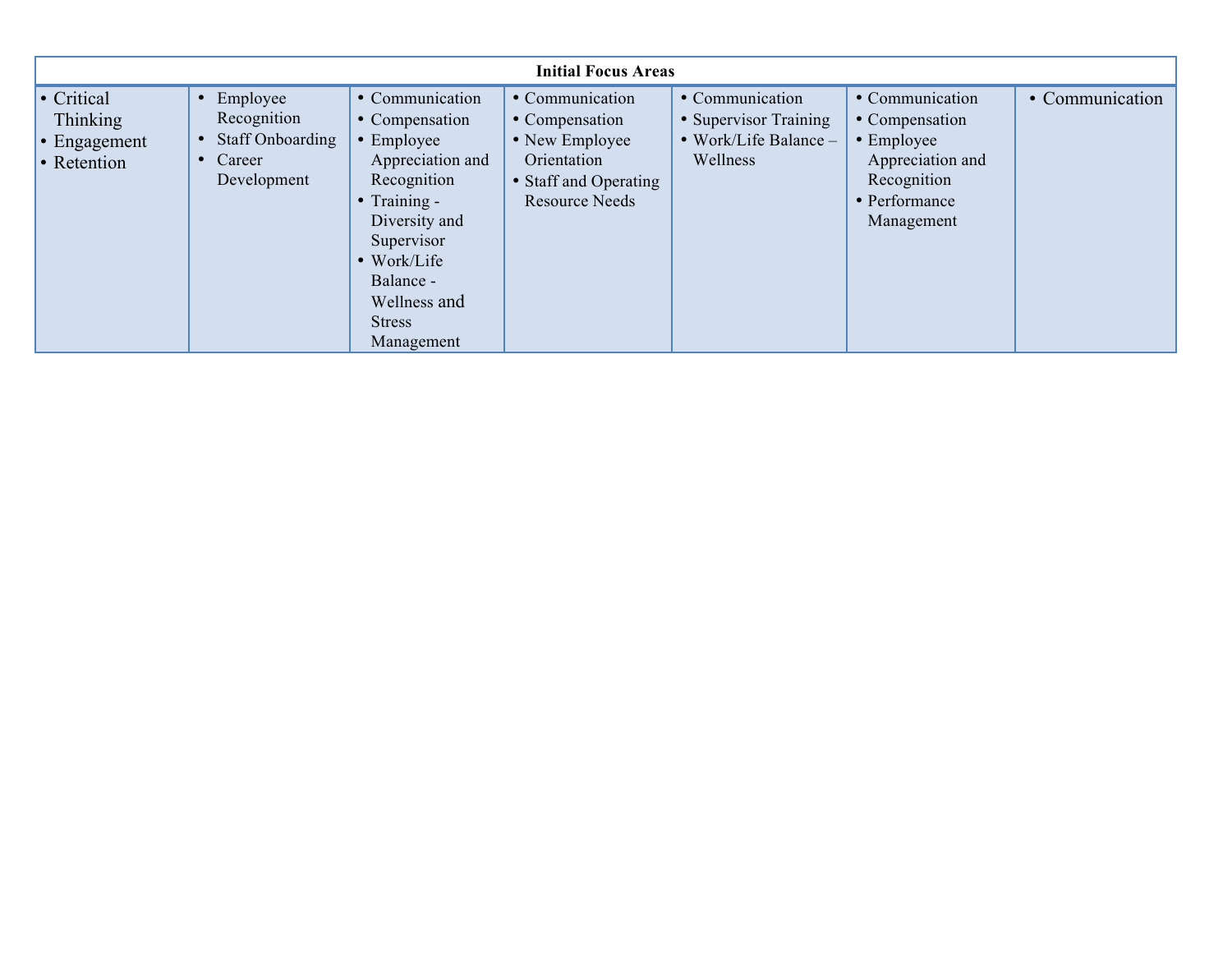| Initial Focus Areas | | | | | | |
|---|---|---|---|---|---|---|
| • Critical Thinking<br>• Engagement<br>• Retention | • Employee Recognition<br>• Staff Onboarding<br>• Career Development | • Communication<br>• Compensation<br>• Employee Appreciation and Recognition<br>• Training - Diversity and Supervisor<br>• Work/Life Balance - Wellness and Stress Management | • Communication<br>• Compensation<br>• New Employee Orientation<br>• Staff and Operating Resource Needs | • Communication<br>• Supervisor Training<br>• Work/Life Balance – Wellness | • Communication<br>• Compensation<br>• Employee Appreciation and Recognition<br>• Performance Management | • Communication |